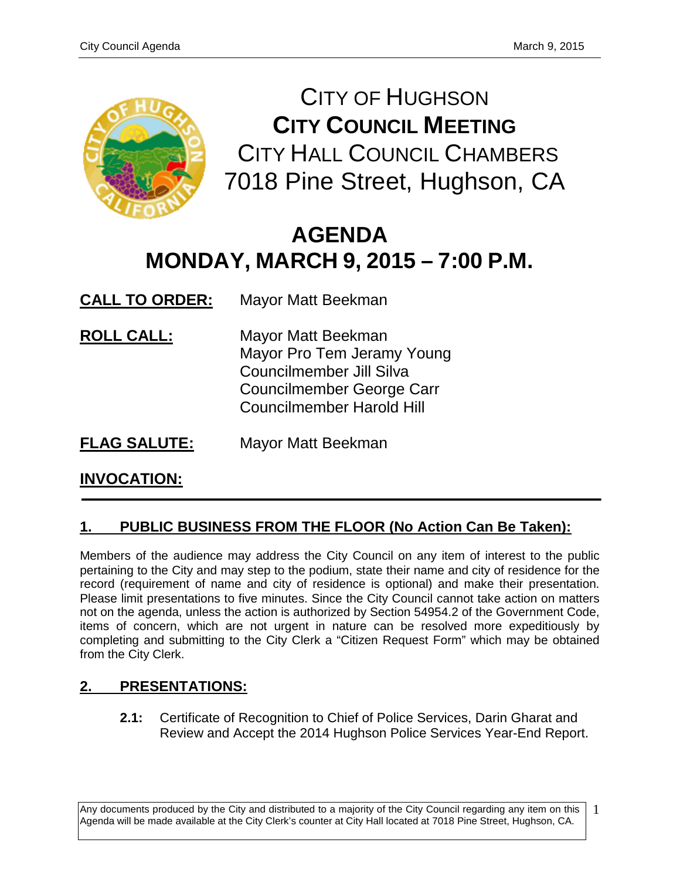# CITY OF HUGHSON
# CITY COUNCIL MEETING
## CITY HALL COUNCIL CHAMBERS
## 7018 Pine Street, Hughson, CA

# AGENDA
# MONDAY, MARCH 9, 2015 – 7:00 P.M.

**CALL TO ORDER:** Mayor Matt Beekman

**ROLL CALL:** Mayor Matt Beekman
Mayor Pro Tem Jeramy Young
Councilmember Jill Silva
Councilmember George Carr
Councilmember Harold Hill

**FLAG SALUTE:** Mayor Matt Beekman

**INVOCATION:**

---

## 1. PUBLIC BUSINESS FROM THE FLOOR (No Action Can Be Taken):

Members of the audience may address the City Council on any item of interest to the public pertaining to the City and may step to the podium, state their name and city of residence for the record (requirement of name and city of residence is optional) and make their presentation. Please limit presentations to five minutes. Since the City Council cannot take action on matters not on the agenda, unless the action is authorized by Section 54954.2 of the Government Code, items of concern, which are not urgent in nature can be resolved more expeditiously by completing and submitting to the City Clerk a "Citizen Request Form" which may be obtained from the City Clerk.

## 2. PRESENTATIONS:

**2.1:** Certificate of Recognition to Chief of Police Services, Darin Gharat and Review and Accept the 2014 Hughson Police Services Year-End Report.

Any documents produced by the City and distributed to a majority of the City Council regarding any item on this Agenda will be made available at the City Clerk's counter at City Hall located at 7018 Pine Street, Hughson, CA.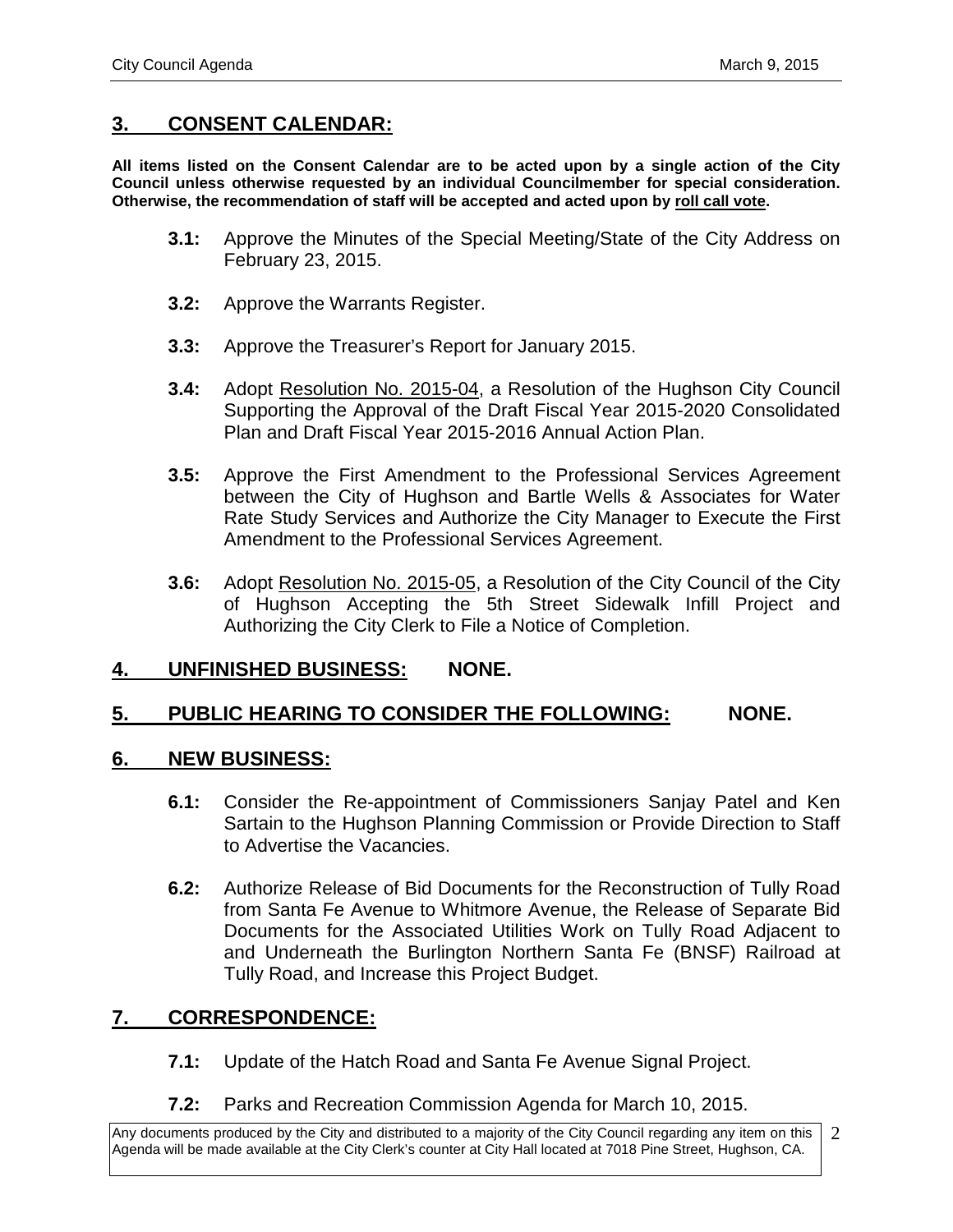## 3. CONSENT CALENDAR:

**All items listed on the Consent Calendar are to be acted upon by a single action of the City Council unless otherwise requested by an individual Councilmember for special consideration. Otherwise, the recommendation of staff will be accepted and acted upon by roll call vote.**

- **3.1:** Approve the Minutes of the Special Meeting/State of the City Address on February 23, 2015.
- **3.2:** Approve the Warrants Register.
- **3.3:** Approve the Treasurer's Report for January 2015.
- **3.4:** Adopt Resolution No. 2015-04, a Resolution of the Hughson City Council Supporting the Approval of the Draft Fiscal Year 2015-2020 Consolidated Plan and Draft Fiscal Year 2015-2016 Annual Action Plan.
- **3.5:** Approve the First Amendment to the Professional Services Agreement between the City of Hughson and Bartle Wells & Associates for Water Rate Study Services and Authorize the City Manager to Execute the First Amendment to the Professional Services Agreement.
- **3.6:** Adopt Resolution No. 2015-05, a Resolution of the City Council of the City of Hughson Accepting the 5th Street Sidewalk Infill Project and Authorizing the City Clerk to File a Notice of Completion.

## 4. UNFINISHED BUSINESS: NONE.

## 5. PUBLIC HEARING TO CONSIDER THE FOLLOWING: NONE.

## 6. NEW BUSINESS:

- **6.1:** Consider the Re-appointment of Commissioners Sanjay Patel and Ken Sartain to the Hughson Planning Commission or Provide Direction to Staff to Advertise the Vacancies.
- **6.2:** Authorize Release of Bid Documents for the Reconstruction of Tully Road from Santa Fe Avenue to Whitmore Avenue, the Release of Separate Bid Documents for the Associated Utilities Work on Tully Road Adjacent to and Underneath the Burlington Northern Santa Fe (BNSF) Railroad at Tully Road, and Increase this Project Budget.

## 7. CORRESPONDENCE:

- **7.1:** Update of the Hatch Road and Santa Fe Avenue Signal Project.
- **7.2:** Parks and Recreation Commission Agenda for March 10, 2015.

Any documents produced by the City and distributed to a majority of the City Council regarding any item on this Agenda will be made available at the City Clerk's counter at City Hall located at 7018 Pine Street, Hughson, CA.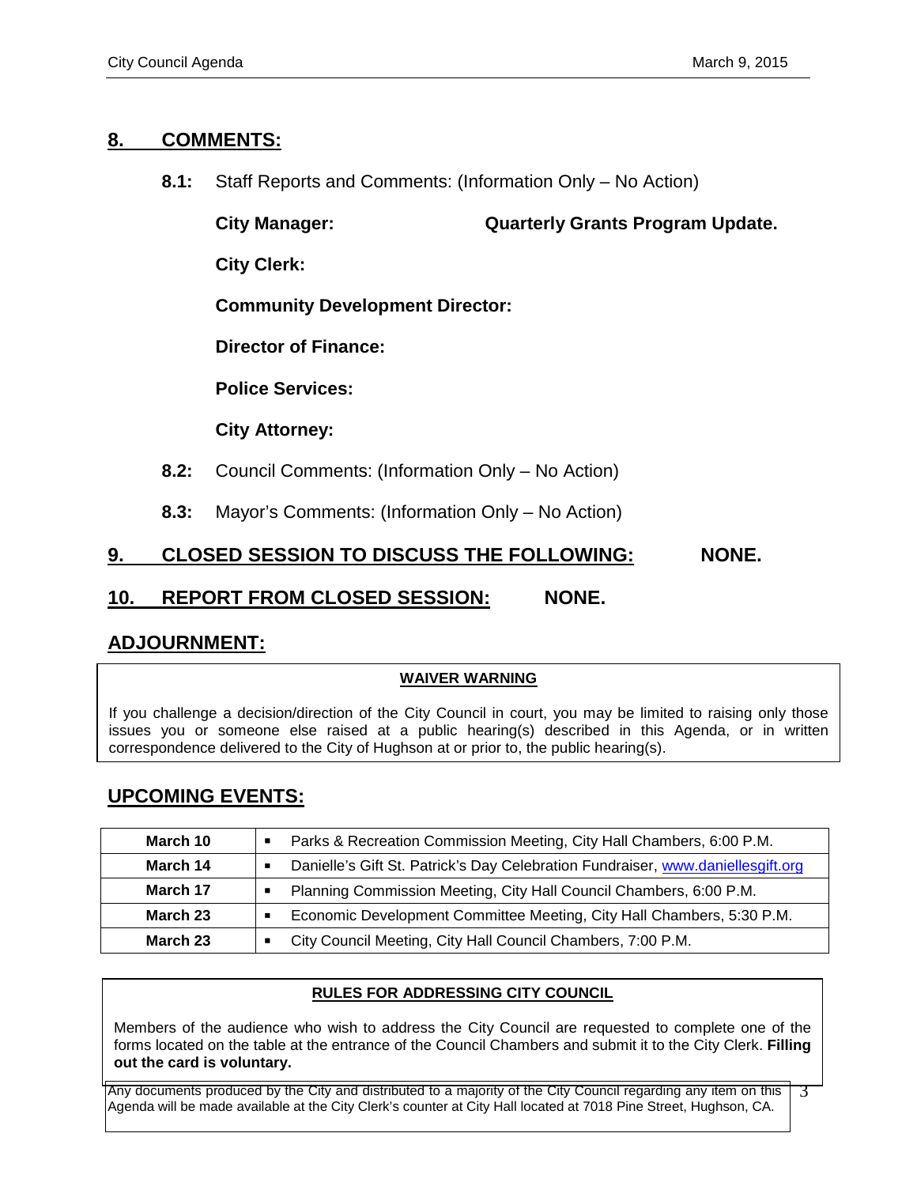## 8. COMMENTS:

**8.1:** Staff Reports and Comments: (Information Only – No Action)

**City Manager:** **Quarterly Grants Program Update.**

**City Clerk:**

**Community Development Director:**

**Director of Finance:**

**Police Services:**

**City Attorney:**

**8.2:** Council Comments: (Information Only – No Action)

**8.3:** Mayor's Comments: (Information Only – No Action)

## 9. CLOSED SESSION TO DISCUSS THE FOLLOWING: NONE.

## 10. REPORT FROM CLOSED SESSION: NONE.

## ADJOURNMENT:

**WAIVER WARNING**

If you challenge a decision/direction of the City Council in court, you may be limited to raising only those issues you or someone else raised at a public hearing(s) described in this Agenda, or in written correspondence delivered to the City of Hughson at or prior to, the public hearing(s).

## UPCOMING EVENTS:

| Date | Event |
|---|---|
| **March 10** | ▪ Parks & Recreation Commission Meeting, City Hall Chambers, 6:00 P.M. |
| **March 14** | ▪ Danielle's Gift St. Patrick's Day Celebration Fundraiser, www.daniellesgift.org |
| **March 17** | ▪ Planning Commission Meeting, City Hall Council Chambers, 6:00 P.M. |
| **March 23** | ▪ Economic Development Committee Meeting, City Hall Chambers, 5:30 P.M. |
| **March 23** | ▪ City Council Meeting, City Hall Council Chambers, 7:00 P.M. |

**RULES FOR ADDRESSING CITY COUNCIL**

Members of the audience who wish to address the City Council are requested to complete one of the forms located on the table at the entrance of the Council Chambers and submit it to the City Clerk. **Filling out the card is voluntary.**

Any documents produced by the City and distributed to a majority of the City Council regarding any item on this Agenda will be made available at the City Clerk's counter at City Hall located at 7018 Pine Street, Hughson, CA.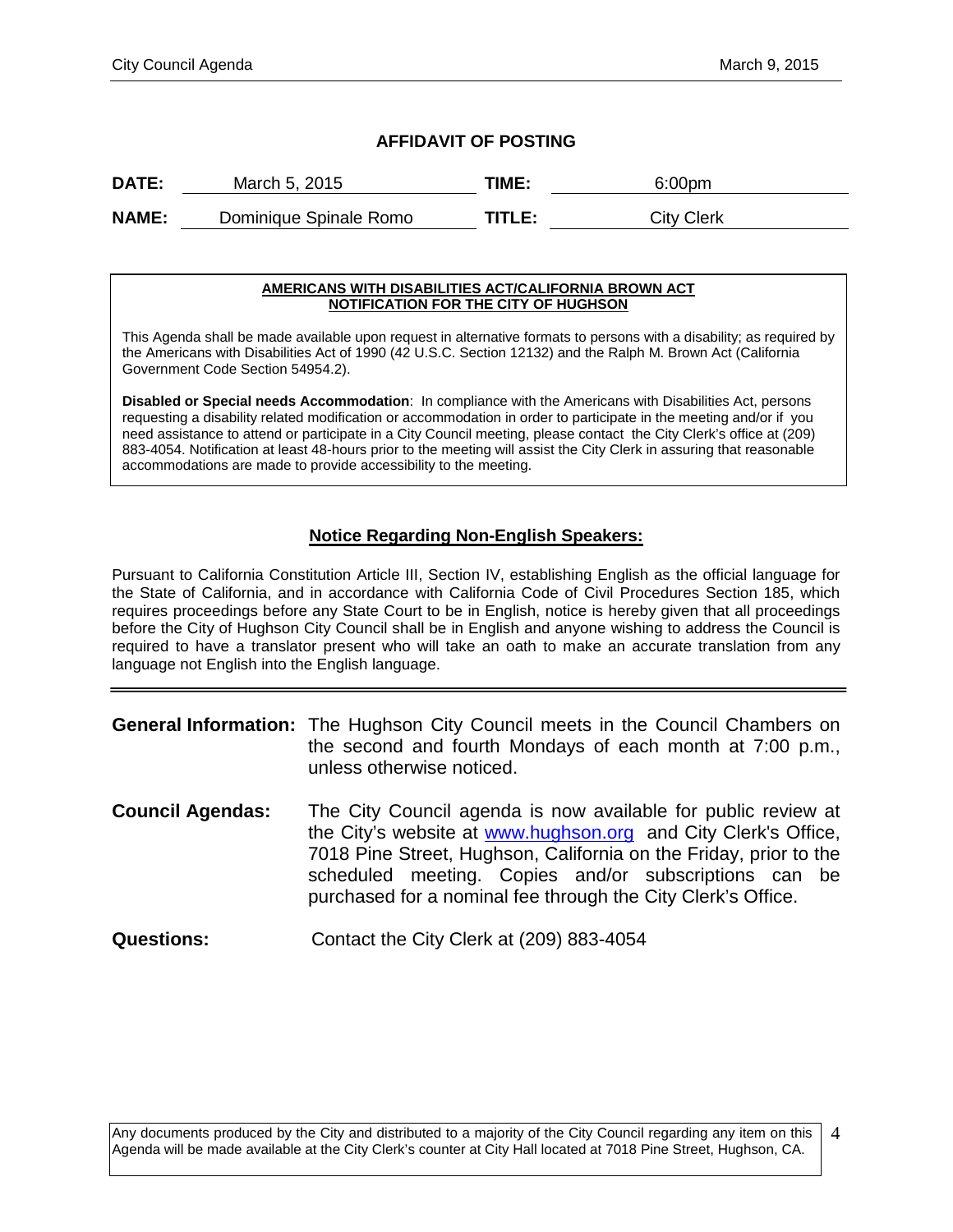## AFFIDAVIT OF POSTING

| | | | |
|---|---|---|---|
| **DATE:** | March 5, 2015 | **TIME:** | 6:00pm |
| **NAME:** | Dominique Spinale Romo | **TITLE:** | City Clerk |

**AMERICANS WITH DISABILITIES ACT/CALIFORNIA BROWN ACT NOTIFICATION FOR THE CITY OF HUGHSON**

This Agenda shall be made available upon request in alternative formats to persons with a disability; as required by the Americans with Disabilities Act of 1990 (42 U.S.C. Section 12132) and the Ralph M. Brown Act (California Government Code Section 54954.2).

**Disabled or Special needs Accommodation**: In compliance with the Americans with Disabilities Act, persons requesting a disability related modification or accommodation in order to participate in the meeting and/or if you need assistance to attend or participate in a City Council meeting, please contact the City Clerk's office at (209) 883-4054. Notification at least 48-hours prior to the meeting will assist the City Clerk in assuring that reasonable accommodations are made to provide accessibility to the meeting.

**Notice Regarding Non-English Speakers:**

Pursuant to California Constitution Article III, Section IV, establishing English as the official language for the State of California, and in accordance with California Code of Civil Procedures Section 185, which requires proceedings before any State Court to be in English, notice is hereby given that all proceedings before the City of Hughson City Council shall be in English and anyone wishing to address the Council is required to have a translator present who will take an oath to make an accurate translation from any language not English into the English language.

---

**General Information:** The Hughson City Council meets in the Council Chambers on the second and fourth Mondays of each month at 7:00 p.m., unless otherwise noticed.

**Council Agendas:** The City Council agenda is now available for public review at the City's website at www.hughson.org and City Clerk's Office, 7018 Pine Street, Hughson, California on the Friday, prior to the scheduled meeting. Copies and/or subscriptions can be purchased for a nominal fee through the City Clerk's Office.

**Questions:** Contact the City Clerk at (209) 883-4054

Any documents produced by the City and distributed to a majority of the City Council regarding any item on this Agenda will be made available at the City Clerk's counter at City Hall located at 7018 Pine Street, Hughson, CA.